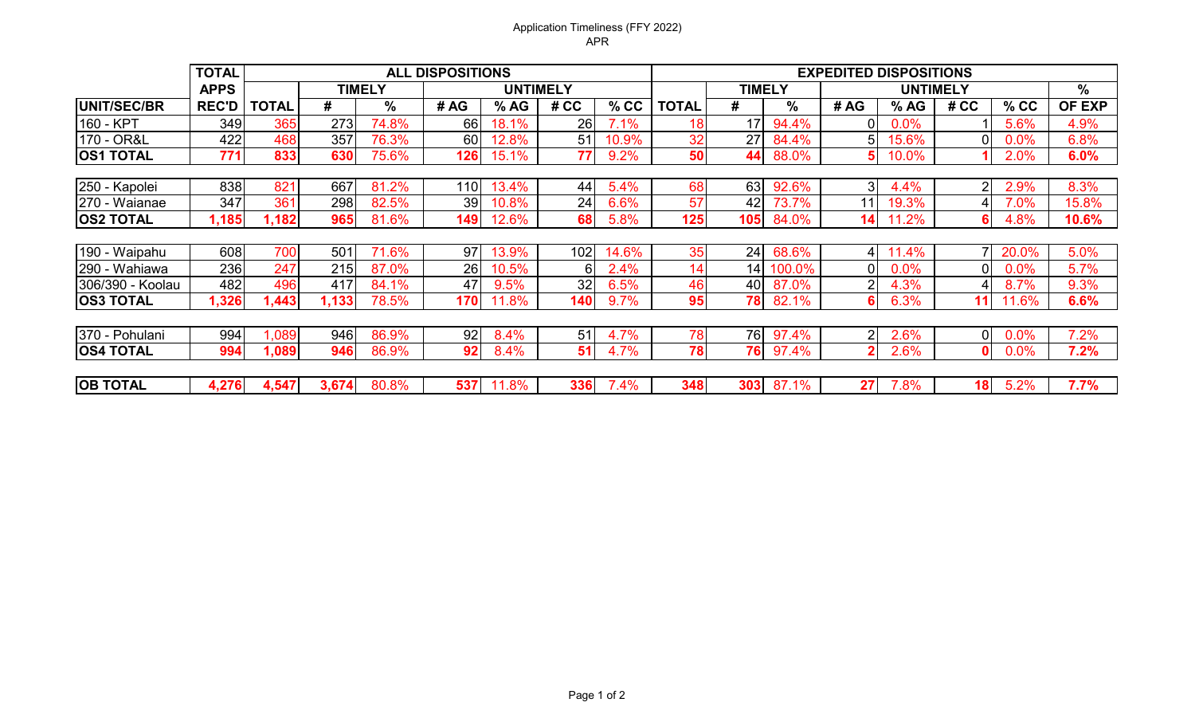# Application Timeliness (FFY 2022)

## APR

| UNIT/SEC/BR | TOTAL APPS REC'D | ALL DISPOSITIONS TOTAL | TIMELY # | TIMELY % | UNTIMELY # AG | UNTIMELY % AG | UNTIMELY # CC | UNTIMELY % CC | EXPEDITED DISPOSITIONS TOTAL | TIMELY # | TIMELY % | UNTIMELY # AG | UNTIMELY % AG | UNTIMELY # CC | UNTIMELY % CC | % OF EXP |
|---|---|---|---|---|---|---|---|---|---|---|---|---|---|---|---|---|
| 160 - KPT | 349 | 365 | 273 | 74.8% | 66 | 18.1% | 26 | 7.1% | 18 | 17 | 94.4% | 0 | 0.0% | 1 | 5.6% | 4.9% |
| 170 - OR&L | 422 | 468 | 357 | 76.3% | 60 | 12.8% | 51 | 10.9% | 32 | 27 | 84.4% | 5 | 15.6% | 0 | 0.0% | 6.8% |
| **OS1 TOTAL** | **771** | **833** | **630** | 75.6% | **126** | 15.1% | **77** | 9.2% | **50** | **44** | 88.0% | **5** | 10.0% | **1** | 2.0% | **6.0%** |
| 250 - Kapolei | 838 | 821 | 667 | 81.2% | 110 | 13.4% | 44 | 5.4% | 68 | 63 | 92.6% | 3 | 4.4% | 2 | 2.9% | 8.3% |
| 270 - Waianae | 347 | 361 | 298 | 82.5% | 39 | 10.8% | 24 | 6.6% | 57 | 42 | 73.7% | 11 | 19.3% | 4 | 7.0% | 15.8% |
| **OS2 TOTAL** | **1,185** | **1,182** | **965** | 81.6% | **149** | 12.6% | **68** | 5.8% | **125** | **105** | 84.0% | **14** | 11.2% | **6** | 4.8% | **10.6%** |
| 190 - Waipahu | 608 | 700 | 501 | 71.6% | 97 | 13.9% | 102 | 14.6% | 35 | 24 | 68.6% | 4 | 11.4% | 7 | 20.0% | 5.0% |
| 290 - Wahiawa | 236 | 247 | 215 | 87.0% | 26 | 10.5% | 6 | 2.4% | 14 | 14 | 100.0% | 0 | 0.0% | 0 | 0.0% | 5.7% |
| 306/390 - Koolau | 482 | 496 | 417 | 84.1% | 47 | 9.5% | 32 | 6.5% | 46 | 40 | 87.0% | 2 | 4.3% | 4 | 8.7% | 9.3% |
| **OS3 TOTAL** | **1,326** | **1,443** | **1,133** | 78.5% | **170** | 11.8% | **140** | 9.7% | **95** | **78** | 82.1% | **6** | 6.3% | **11** | 11.6% | **6.6%** |
| 370 - Pohulani | 994 | 1,089 | 946 | 86.9% | 92 | 8.4% | 51 | 4.7% | 78 | 76 | 97.4% | 2 | 2.6% | 0 | 0.0% | 7.2% |
| **OS4 TOTAL** | **994** | **1,089** | **946** | 86.9% | **92** | 8.4% | **51** | 4.7% | **78** | **76** | 97.4% | **2** | 2.6% | **0** | 0.0% | **7.2%** |
| **OB TOTAL** | **4,276** | **4,547** | **3,674** | 80.8% | **537** | 11.8% | **336** | 7.4% | **348** | **303** | 87.1% | **27** | 7.8% | **18** | 5.2% | **7.7%** |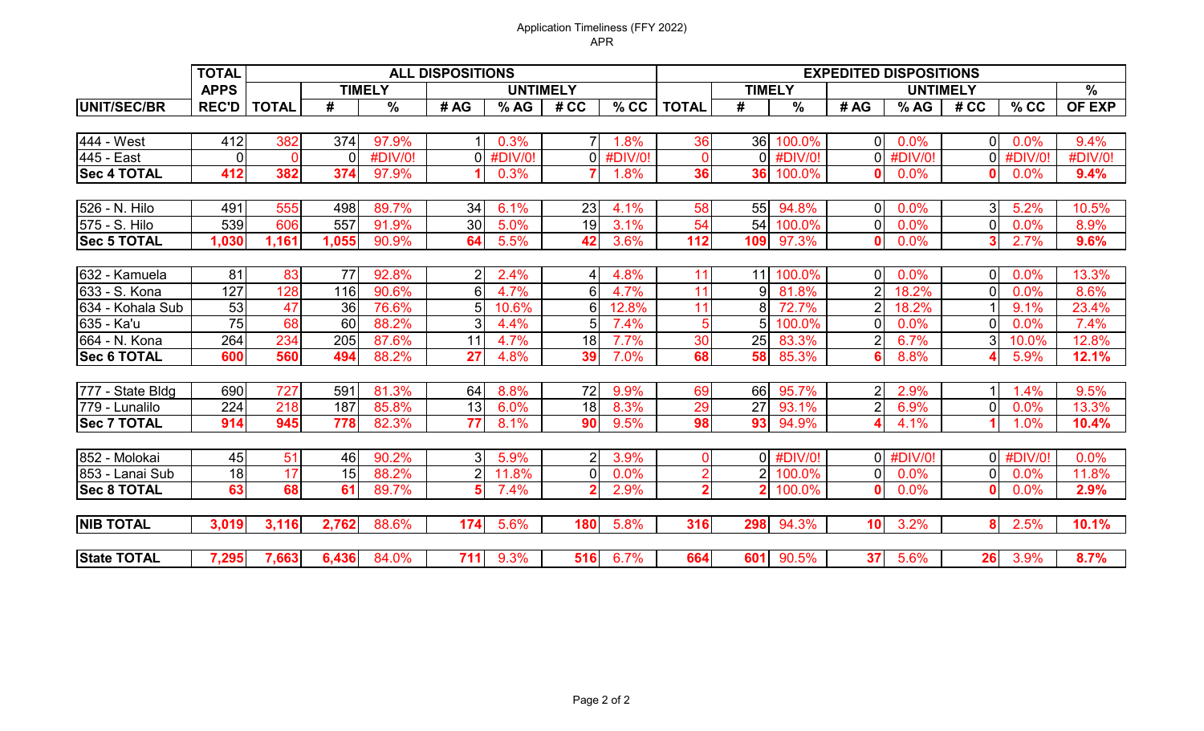Application Timeliness (FFY 2022)

APR

| UNIT/SEC/BR | TOTAL APPS REC'D | ALL DISPOSITIONS TOTAL | TIMELY # | TIMELY % | UNTIMELY # AG | UNTIMELY % AG | UNTIMELY # CC | UNTIMELY % CC | EXPEDITED DISPOSITIONS TOTAL | TIMELY # | TIMELY % | UNTIMELY # AG | UNTIMELY % AG | UNTIMELY # CC | UNTIMELY % CC | % OF EXP |
|---|---|---|---|---|---|---|---|---|---|---|---|---|---|---|---|---|
| 444 - West | 412 | 382 | 374 | 97.9% | 1 | 0.3% | 7 | 1.8% | 36 | 36 | 100.0% | 0 | 0.0% | 0 | 0.0% | 9.4% |
| 445 - East | 0 | 0 | 0 | #DIV/0! | 0 | #DIV/0! | 0 | #DIV/0! | 0 | 0 | #DIV/0! | 0 | #DIV/0! | 0 | #DIV/0! | #DIV/0! |
| **Sec 4 TOTAL** | **412** | **382** | **374** | 97.9% | **1** | 0.3% | **7** | 1.8% | **36** | **36** | 100.0% | **0** | 0.0% | **0** | 0.0% | **9.4%** |
| 526 - N. Hilo | 491 | 555 | 498 | 89.7% | 34 | 6.1% | 23 | 4.1% | 58 | 55 | 94.8% | 0 | 0.0% | 3 | 5.2% | 10.5% |
| 575 - S. Hilo | 539 | 606 | 557 | 91.9% | 30 | 5.0% | 19 | 3.1% | 54 | 54 | 100.0% | 0 | 0.0% | 0 | 0.0% | 8.9% |
| **Sec 5 TOTAL** | **1,030** | **1,161** | **1,055** | 90.9% | **64** | 5.5% | **42** | 3.6% | **112** | **109** | 97.3% | **0** | 0.0% | **3** | 2.7% | **9.6%** |
| 632 - Kamuela | 81 | 83 | 77 | 92.8% | 2 | 2.4% | 4 | 4.8% | 11 | 11 | 100.0% | 0 | 0.0% | 0 | 0.0% | 13.3% |
| 633 - S. Kona | 127 | 128 | 116 | 90.6% | 6 | 4.7% | 6 | 4.7% | 11 | 9 | 81.8% | 2 | 18.2% | 0 | 0.0% | 8.6% |
| 634 - Kohala Sub | 53 | 47 | 36 | 76.6% | 5 | 10.6% | 6 | 12.8% | 11 | 8 | 72.7% | 2 | 18.2% | 1 | 9.1% | 23.4% |
| 635 - Ka'u | 75 | 68 | 60 | 88.2% | 3 | 4.4% | 5 | 7.4% | 5 | 5 | 100.0% | 0 | 0.0% | 0 | 0.0% | 7.4% |
| 664 - N. Kona | 264 | 234 | 205 | 87.6% | 11 | 4.7% | 18 | 7.7% | 30 | 25 | 83.3% | 2 | 6.7% | 3 | 10.0% | 12.8% |
| **Sec 6 TOTAL** | **600** | **560** | **494** | 88.2% | **27** | 4.8% | **39** | 7.0% | **68** | **58** | 85.3% | **6** | 8.8% | **4** | 5.9% | **12.1%** |
| 777 - State Bldg | 690 | 727 | 591 | 81.3% | 64 | 8.8% | 72 | 9.9% | 69 | 66 | 95.7% | 2 | 2.9% | 1 | 1.4% | 9.5% |
| 779 - Lunalilo | 224 | 218 | 187 | 85.8% | 13 | 6.0% | 18 | 8.3% | 29 | 27 | 93.1% | 2 | 6.9% | 0 | 0.0% | 13.3% |
| **Sec 7 TOTAL** | **914** | **945** | **778** | 82.3% | **77** | 8.1% | **90** | 9.5% | **98** | **93** | 94.9% | **4** | 4.1% | **1** | 1.0% | **10.4%** |
| 852 - Molokai | 45 | 51 | 46 | 90.2% | 3 | 5.9% | 2 | 3.9% | 0 | 0 | #DIV/0! | 0 | #DIV/0! | 0 | #DIV/0! | 0.0% |
| 853 - Lanai Sub | 18 | 17 | 15 | 88.2% | 2 | 11.8% | 0 | 0.0% | 2 | 2 | 100.0% | 0 | 0.0% | 0 | 0.0% | 11.8% |
| **Sec 8 TOTAL** | **63** | **68** | **61** | 89.7% | **5** | 7.4% | **2** | 2.9% | **2** | **2** | 100.0% | **0** | 0.0% | **0** | 0.0% | **2.9%** |
| **NIB TOTAL** | **3,019** | **3,116** | **2,762** | 88.6% | **174** | 5.6% | **180** | 5.8% | **316** | **298** | 94.3% | **10** | 3.2% | **8** | 2.5% | **10.1%** |
| **State TOTAL** | **7,295** | **7,663** | **6,436** | 84.0% | **711** | 9.3% | **516** | 6.7% | **664** | **601** | 90.5% | **37** | 5.6% | **26** | 3.9% | **8.7%** |